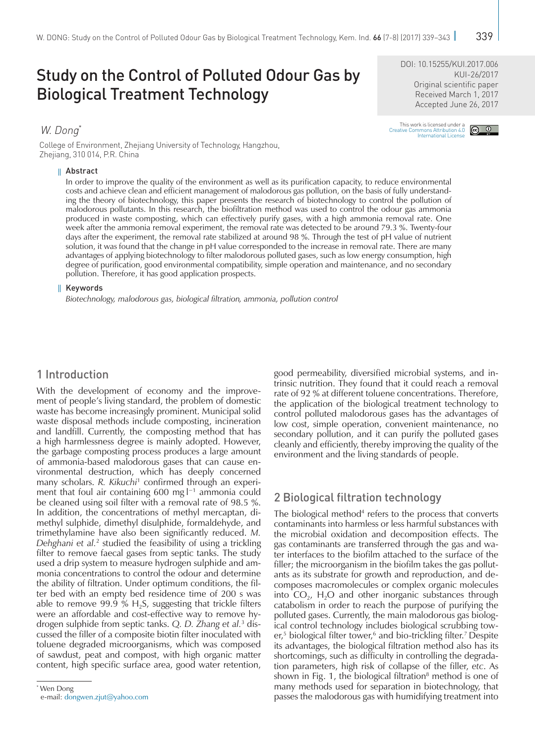DOI: 10.15255/KUI.2017.006
KUI-26/2017
Original scientific paper
Received March 1, 2017
Accepted June 26, 2017

# Study on the Control of Polluted Odour Gas by Biological Treatment Technology

*W. Dong*[*]

College of Environment, Zhejiang University of Technology, Hangzhou, Zhejiang, 310 014, P.R. China

This work is licensed under a Creative Commons Attribution 4.0 International License

## Abstract

In order to improve the quality of the environment as well as its purification capacity, to reduce environmental costs and achieve clean and efficient management of malodorous gas pollution, on the basis of fully understanding the theory of biotechnology, this paper presents the research of biotechnology to control the pollution of malodorous pollutants. In this research, the biofiltration method was used to control the odour gas ammonia produced in waste composting, which can effectively purify gases, with a high ammonia removal rate. One week after the ammonia removal experiment, the removal rate was detected to be around 79.3 %. Twenty-four days after the experiment, the removal rate stabilized at around 98 %. Through the test of pH value of nutrient solution, it was found that the change in pH value corresponded to the increase in removal rate. There are many advantages of applying biotechnology to filter malodorous polluted gases, such as low energy consumption, high degree of purification, good environmental compatibility, simple operation and maintenance, and no secondary pollution. Therefore, it has good application prospects.

## Keywords

*Biotechnology, malodorous gas, biological filtration, ammonia, pollution control*

## 1 Introduction

With the development of economy and the improvement of people's living standard, the problem of domestic waste has become increasingly prominent. Municipal solid waste disposal methods include composting, incineration and landfill. Currently, the composting method that has a high harmlessness degree is mainly adopted. However, the garbage composting process produces a large amount of ammonia-based malodorous gases that can cause environmental destruction, which has deeply concerned many scholars. *R. Kikuchi*[1] confirmed through an experiment that foul air containing 600 mg $l^{-1}$ ammonia could be cleaned using soil filter with a removal rate of 98.5 %. In addition, the concentrations of methyl mercaptan, dimethyl sulphide, dimethyl disulphide, formaldehyde, and trimethylamine have also been significantly reduced. *M. Dehghani et al.*[2] studied the feasibility of using a trickling filter to remove faecal gases from septic tanks. The study used a drip system to measure hydrogen sulphide and ammonia concentrations to control the odour and determine the ability of filtration. Under optimum conditions, the filter bed with an empty bed residence time of 200 s was able to remove 99.9 % $H_2S$, suggesting that trickle filters were an affordable and cost-effective way to remove hydrogen sulphide from septic tanks. *Q. D. Zhang et al.*[3] discussed the filler of a composite biotin filter inoculated with toluene degraded microorganisms, which was composed of sawdust, peat and compost, with high organic matter content, high specific surface area, good water retention, good permeability, diversified microbial systems, and intrinsic nutrition. They found that it could reach a removal rate of 92 % at different toluene concentrations. Therefore, the application of the biological treatment technology to control polluted malodorous gases has the advantages of low cost, simple operation, convenient maintenance, no secondary pollution, and it can purify the polluted gases cleanly and efficiently, thereby improving the quality of the environment and the living standards of people.

## 2 Biological filtration technology

The biological method[4] refers to the process that converts contaminants into harmless or less harmful substances with the microbial oxidation and decomposition effects. The gas contaminants are transferred through the gas and water interfaces to the biofilm attached to the surface of the filler; the microorganism in the biofilm takes the gas pollutants as its substrate for growth and reproduction, and decomposes macromolecules or complex organic molecules into $CO_2$, $H_2O$ and other inorganic substances through catabolism in order to reach the purpose of purifying the polluted gases. Currently, the main malodorous gas biological control technology includes biological scrubbing tower,[5] biological filter tower,[6] and bio-trickling filter.[7] Despite its advantages, the biological filtration method also has its shortcomings, such as difficulty in controlling the degradation parameters, high risk of collapse of the filler, *etc*. As shown in Fig. 1, the biological filtration[8] method is one of many methods used for separation in biotechnology, that passes the malodorous gas with humidifying treatment into

---

[*] Wen Dong
e-mail: dongwen.zjut@yahoo.com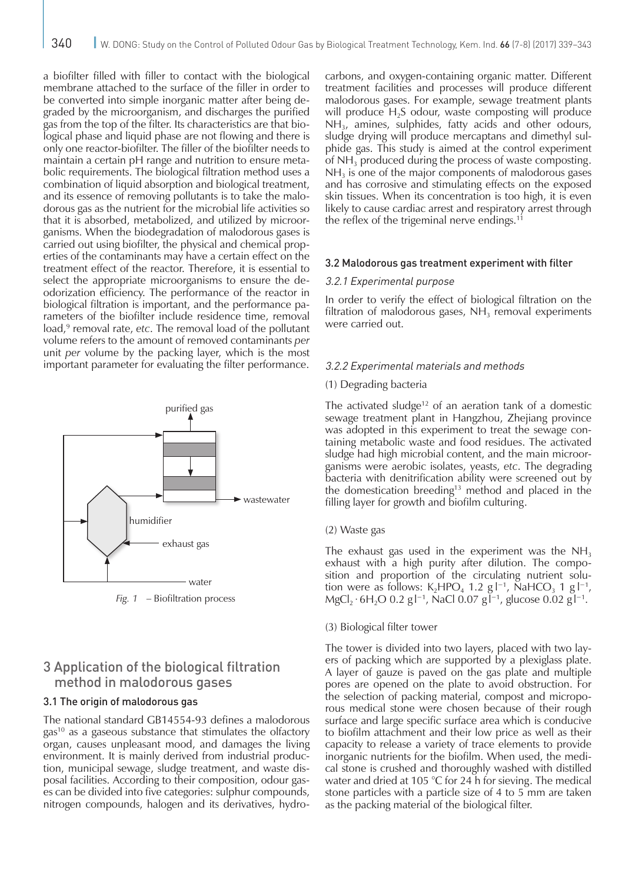a biofilter filled with filler to contact with the biological membrane attached to the surface of the filler in order to be converted into simple inorganic matter after being degraded by the microorganism, and discharges the purified gas from the top of the filter. Its characteristics are that biological phase and liquid phase are not flowing and there is only one reactor-biofilter. The filler of the biofilter needs to maintain a certain pH range and nutrition to ensure metabolic requirements. The biological filtration method uses a combination of liquid absorption and biological treatment, and its essence of removing pollutants is to take the malodorous gas as the nutrient for the microbial life activities so that it is absorbed, metabolized, and utilized by microorganisms. When the biodegradation of malodorous gases is carried out using biofilter, the physical and chemical properties of the contaminants may have a certain effect on the treatment effect of the reactor. Therefore, it is essential to select the appropriate microorganisms to ensure the deodorization efficiency. The performance of the reactor in biological filtration is important, and the performance parameters of the biofilter include residence time, removal load,[9] removal rate, *etc*. The removal load of the pollutant volume refers to the amount of removed contaminants *per* unit *per* volume by the packing layer, which is the most important parameter for evaluating the filter performance.

*Fig. 1* – Biofiltration process

## 3 Application of the biological filtration method in malodorous gases

### 3.1 The origin of malodorous gas

The national standard GB14554-93 defines a malodorous gas[10] as a gaseous substance that stimulates the olfactory organ, causes unpleasant mood, and damages the living environment. It is mainly derived from industrial production, municipal sewage, sludge treatment, and waste disposal facilities. According to their composition, odour gases can be divided into five categories: sulphur compounds, nitrogen compounds, halogen and its derivatives, hydrocarbons, and oxygen-containing organic matter. Different treatment facilities and processes will produce different malodorous gases. For example, sewage treatment plants will produce $H_2S$ odour, waste composting will produce $NH_3$, amines, sulphides, fatty acids and other odours, sludge drying will produce mercaptans and dimethyl sulphide gas. This study is aimed at the control experiment of $NH_3$ produced during the process of waste composting. $NH_3$ is one of the major components of malodorous gases and has corrosive and stimulating effects on the exposed skin tissues. When its concentration is too high, it is even likely to cause cardiac arrest and respiratory arrest through the reflex of the trigeminal nerve endings.[11]

### 3.2 Malodorous gas treatment experiment with filter

#### *3.2.1 Experimental purpose*

In order to verify the effect of biological filtration on the filtration of malodorous gases, $NH_3$ removal experiments were carried out.

#### *3.2.2 Experimental materials and methods*

(1) Degrading bacteria

The activated sludge[12] of an aeration tank of a domestic sewage treatment plant in Hangzhou, Zhejiang province was adopted in this experiment to treat the sewage containing metabolic waste and food residues. The activated sludge had high microbial content, and the main microorganisms were aerobic isolates, yeasts, *etc*. The degrading bacteria with denitrification ability were screened out by the domestication breeding[13] method and placed in the filling layer for growth and biofilm culturing.

(2) Waste gas

The exhaust gas used in the experiment was the $NH_3$ exhaust with a high purity after dilution. The composition and proportion of the circulating nutrient solution were as follows: $K_2HPO_4$ 1.2 g l$^{-1}$, $NaHCO_3$ 1 g l$^{-1}$, $MgCl_2 \cdot 6H_2O$ 0.2 g l$^{-1}$, NaCl 0.07 g l$^{-1}$, glucose 0.02 g l$^{-1}$.

(3) Biological filter tower

The tower is divided into two layers, placed with two layers of packing which are supported by a plexiglass plate. A layer of gauze is paved on the gas plate and multiple pores are opened on the plate to avoid obstruction. For the selection of packing material, compost and microporous medical stone were chosen because of their rough surface and large specific surface area which is conducive to biofilm attachment and their low price as well as their capacity to release a variety of trace elements to provide inorganic nutrients for the biofilm. When used, the medical stone is crushed and thoroughly washed with distilled water and dried at 105 °C for 24 h for sieving. The medical stone particles with a particle size of 4 to 5 mm are taken as the packing material of the biological filter.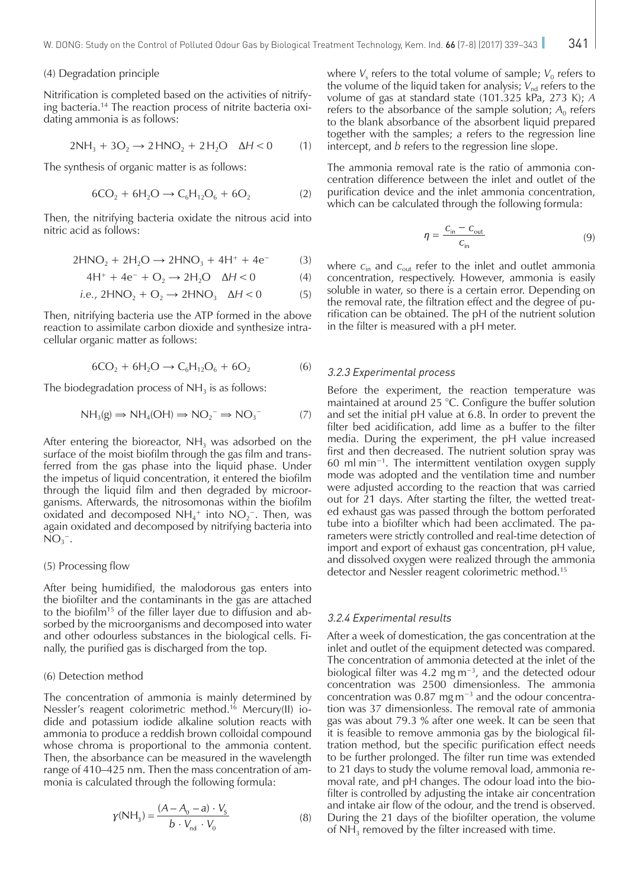(4) Degradation principle

Nitrification is completed based on the activities of nitrifying bacteria.[14] The reaction process of nitrite bacteria oxidating ammonia is as follows:

$$2NH_3 + 3O_2 \rightarrow 2HNO_2 + 2H_2O \quad \Delta H < 0 \tag{1}$$

The synthesis of organic matter is as follows:

$$6CO_2 + 6H_2O \rightarrow C_6H_{12}O_6 + 6O_2 \tag{2}$$

Then, the nitrifying bacteria oxidate the nitrous acid into nitric acid as follows:

$$2HNO_2 + 2H_2O \rightarrow 2HNO_3 + 4H^+ + 4e^- \tag{3}$$

$$4H^+ + 4e^- + O_2 \rightarrow 2H_2O \quad \Delta H < 0 \tag{4}$$

$$i.e.,\ 2HNO_2 + O_2 \rightarrow 2HNO_3 \quad \Delta H < 0 \tag{5}$$

Then, nitrifying bacteria use the ATP formed in the above reaction to assimilate carbon dioxide and synthesize intracellular organic matter as follows:

$$6CO_2 + 6H_2O \rightarrow C_6H_{12}O_6 + 6O_2 \tag{6}$$

The biodegradation process of $NH_3$ is as follows:

$$NH_3(g) \Rightarrow NH_4(OH) \Rightarrow NO_2^- \Rightarrow NO_3^- \tag{7}$$

After entering the bioreactor, $NH_3$ was adsorbed on the surface of the moist biofilm through the gas film and transferred from the gas phase into the liquid phase. Under the impetus of liquid concentration, it entered the biofilm through the liquid film and then degraded by microorganisms. Afterwards, the nitrosomonas within the biofilm oxidated and decomposed $NH_4^+$ into $NO_2^-$. Then, was again oxidated and decomposed by nitrifying bacteria into $NO_3^-$.

(5) Processing flow

After being humidified, the malodorous gas enters into the biofilter and the contaminants in the gas are attached to the biofilm[15] of the filler layer due to diffusion and absorbed by the microorganisms and decomposed into water and other odourless substances in the biological cells. Finally, the purified gas is discharged from the top.

(6) Detection method

The concentration of ammonia is mainly determined by Nessler's reagent colorimetric method.[16] Mercury(II) iodide and potassium iodide alkaline solution reacts with ammonia to produce a reddish brown colloidal compound whose chroma is proportional to the ammonia content. Then, the absorbance can be measured in the wavelength range of 410–425 nm. Then the mass concentration of ammonia is calculated through the following formula:

$$\gamma(NH_3) = \frac{(A - A_0 - a) \cdot V_s}{b \cdot V_{nd} \cdot V_0} \tag{8}$$

where $V_s$ refers to the total volume of sample; $V_0$ refers to the volume of the liquid taken for analysis; $V_{nd}$ refers to the volume of gas at standard state (101.325 kPa, 273 K); $A$ refers to the absorbance of the sample solution; $A_0$ refers to the blank absorbance of the absorbent liquid prepared together with the samples; $a$ refers to the regression line intercept, and $b$ refers to the regression line slope.

The ammonia removal rate is the ratio of ammonia concentration difference between the inlet and outlet of the purification device and the inlet ammonia concentration, which can be calculated through the following formula:

$$\eta = \frac{c_{in} - c_{out}}{c_{in}} \tag{9}$$

where $c_{in}$ and $c_{out}$ refer to the inlet and outlet ammonia concentration, respectively. However, ammonia is easily soluble in water, so there is a certain error. Depending on the removal rate, the filtration effect and the degree of purification can be obtained. The pH of the nutrient solution in the filter is measured with a pH meter.

### *3.2.3 Experimental process*

Before the experiment, the reaction temperature was maintained at around 25 °C. Configure the buffer solution and set the initial pH value at 6.8. In order to prevent the filter bed acidification, add lime as a buffer to the filter media. During the experiment, the pH value increased first and then decreased. The nutrient solution spray was 60 ml min$^{-1}$. The intermittent ventilation oxygen supply mode was adopted and the ventilation time and number were adjusted according to the reaction that was carried out for 21 days. After starting the filter, the wetted treated exhaust gas was passed through the bottom perforated tube into a biofilter which had been acclimated. The parameters were strictly controlled and real-time detection of import and export of exhaust gas concentration, pH value, and dissolved oxygen were realized through the ammonia detector and Nessler reagent colorimetric method.[15]

### *3.2.4 Experimental results*

After a week of domestication, the gas concentration at the inlet and outlet of the equipment detected was compared. The concentration of ammonia detected at the inlet of the biological filter was 4.2 mg m$^{-3}$, and the detected odour concentration was 2500 dimensionless. The ammonia concentration was 0.87 mg m$^{-3}$ and the odour concentration was 37 dimensionless. The removal rate of ammonia gas was about 79.3 % after one week. It can be seen that it is feasible to remove ammonia gas by the biological filtration method, but the specific purification effect needs to be further prolonged. The filter run time was extended to 21 days to study the volume removal load, ammonia removal rate, and pH changes. The odour load into the biofilter is controlled by adjusting the intake air concentration and intake air flow of the odour, and the trend is observed. During the 21 days of the biofilter operation, the volume of $NH_3$ removed by the filter increased with time.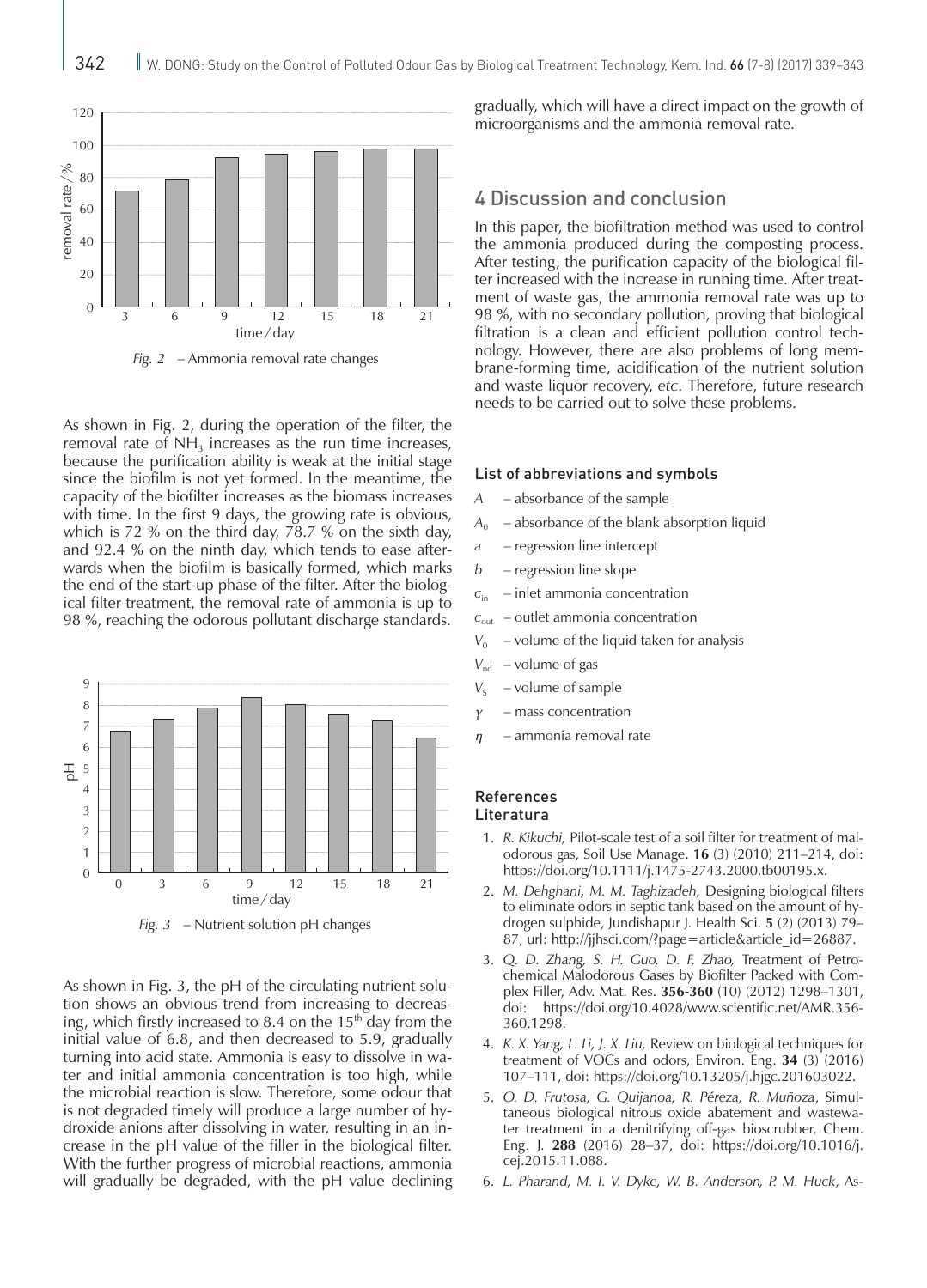*Fig. 2* – Ammonia removal rate changes

As shown in Fig. 2, during the operation of the filter, the removal rate of $NH_3$ increases as the run time increases, because the purification ability is weak at the initial stage since the biofilm is not yet formed. In the meantime, the capacity of the biofilter increases as the biomass increases with time. In the first 9 days, the growing rate is obvious, which is 72 % on the third day, 78.7 % on the sixth day, and 92.4 % on the ninth day, which tends to ease afterwards when the biofilm is basically formed, which marks the end of the start-up phase of the filter. After the biological filter treatment, the removal rate of ammonia is up to 98 %, reaching the odorous pollutant discharge standards.

*Fig. 3* – Nutrient solution pH changes

As shown in Fig. 3, the pH of the circulating nutrient solution shows an obvious trend from increasing to decreasing, which firstly increased to 8.4 on the 15$^{th}$ day from the initial value of 6.8, and then decreased to 5.9, gradually turning into acid state. Ammonia is easy to dissolve in water and initial ammonia concentration is too high, while the microbial reaction is slow. Therefore, some odour that is not degraded timely will produce a large number of hydroxide anions after dissolving in water, resulting in an increase in the pH value of the filler in the biological filter. With the further progress of microbial reactions, ammonia will gradually be degraded, with the pH value declining gradually, which will have a direct impact on the growth of microorganisms and the ammonia removal rate.

## 4 Discussion and conclusion

In this paper, the biofiltration method was used to control the ammonia produced during the composting process. After testing, the purification capacity of the biological filter increased with the increase in running time. After treatment of waste gas, the ammonia removal rate was up to 98 %, with no secondary pollution, proving that biological filtration is a clean and efficient pollution control technology. However, there are also problems of long membrane-forming time, acidification of the nutrient solution and waste liquor recovery, *etc*. Therefore, future research needs to be carried out to solve these problems.

### List of abbreviations and symbols

- $A$ – absorbance of the sample
- $A_0$ – absorbance of the blank absorption liquid
- $a$ – regression line intercept
- $b$ – regression line slope
- $c_{in}$ – inlet ammonia concentration
- $c_{out}$ – outlet ammonia concentration
- $V_0$ – volume of the liquid taken for analysis
- $V_{nd}$ – volume of gas
- $V_S$ – volume of sample
- $\gamma$ – mass concentration
- $\eta$ – ammonia removal rate

### References
### Literatura

1. *R. Kikuchi,* Pilot-scale test of a soil filter for treatment of malodorous gas, Soil Use Manage. **16** (3) (2010) 211–214, doi: https://doi.org/10.1111/j.1475-2743.2000.tb00195.x.
2. *M. Dehghani, M. M. Taghizadeh,* Designing biological filters to eliminate odors in septic tank based on the amount of hydrogen sulphide, Jundishapur J. Health Sci. **5** (2) (2013) 79–87, url: http://jjhsci.com/?page=article&article_id=26887.
3. *Q. D. Zhang, S. H. Guo, D. F. Zhao,* Treatment of Petrochemical Malodorous Gases by Biofilter Packed with Complex Filler, Adv. Mat. Res. **356-360** (10) (2012) 1298–1301, doi: https://doi.org/10.4028/www.scientific.net/AMR.356-360.1298.
4. *K. X. Yang, L. Li, J. X. Liu,* Review on biological techniques for treatment of VOCs and odors, Environ. Eng. **34** (3) (2016) 107–111, doi: https://doi.org/10.13205/j.hjgc.201603022.
5. *O. D. Frutosa, G. Quijanoa, R. Péreza, R. Muñoza*, Simultaneous biological nitrous oxide abatement and wastewater treatment in a denitrifying off-gas bioscrubber, Chem. Eng. J. **288** (2016) 28–37, doi: https://doi.org/10.1016/j.cej.2015.11.088.
6. *L. Pharand, M. I. V. Dyke, W. B. Anderson, P. M. Huck*, As-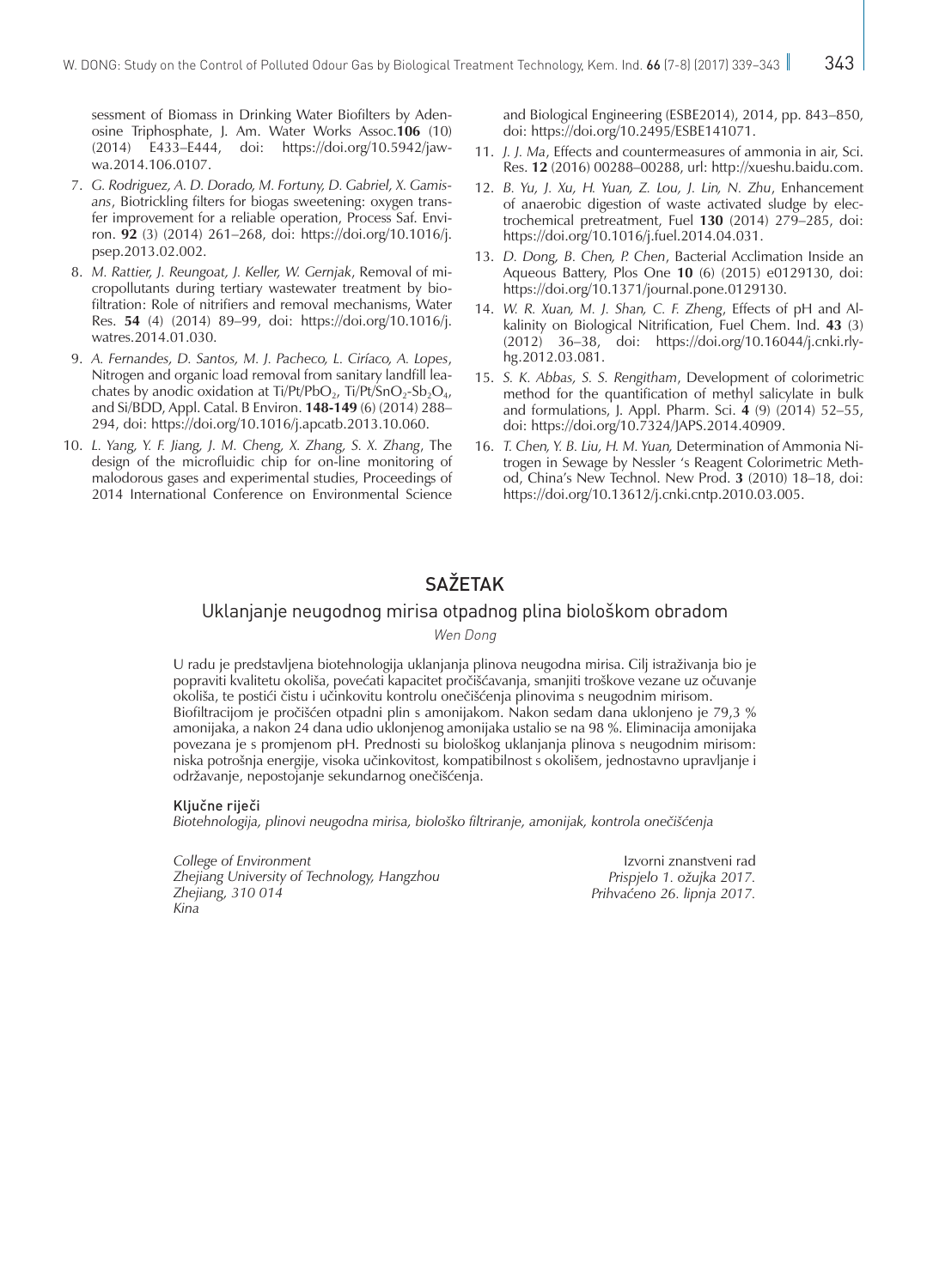sessment of Biomass in Drinking Water Biofilters by Adenosine Triphosphate, J. Am. Water Works Assoc. **106** (10) (2014) E433–E444, doi: https://doi.org/10.5942/jawwa.2014.106.0107.

7. *G. Rodriguez, A. D. Dorado, M. Fortuny, D. Gabriel, X. Gamisans*, Biotrickling filters for biogas sweetening: oxygen transfer improvement for a reliable operation, Process Saf. Environ. **92** (3) (2014) 261–268, doi: https://doi.org/10.1016/j.psep.2013.02.002.
8. *M. Rattier, J. Reungoat, J. Keller, W. Gernjak*, Removal of micropollutants during tertiary wastewater treatment by biofiltration: Role of nitrifiers and removal mechanisms, Water Res. **54** (4) (2014) 89–99, doi: https://doi.org/10.1016/j.watres.2014.01.030.
9. *A. Fernandes, D. Santos, M. J. Pacheco, L. Ciríaco, A. Lopes*, Nitrogen and organic load removal from sanitary landfill leachates by anodic oxidation at Ti/Pt/$PbO_2$, Ti/Pt/$SnO_2$-$Sb_2O_4$, and Si/BDD, Appl. Catal. B Environ. **148-149** (6) (2014) 288–294, doi: https://doi.org/10.1016/j.apcatb.2013.10.060.
10. *L. Yang, Y. F. Jiang, J. M. Cheng, X. Zhang, S. X. Zhang*, The design of the microfluidic chip for on-line monitoring of malodorous gases and experimental studies, Proceedings of 2014 International Conference on Environmental Science and Biological Engineering (ESBE2014), 2014, pp. 843–850, doi: https://doi.org/10.2495/ESBE141071.
11. *J. J. Ma*, Effects and countermeasures of ammonia in air, Sci. Res. **12** (2016) 00288–00288, url: http://xueshu.baidu.com.
12. *B. Yu, J. Xu, H. Yuan, Z. Lou, J. Lin, N. Zhu*, Enhancement of anaerobic digestion of waste activated sludge by electrochemical pretreatment, Fuel **130** (2014) 279–285, doi: https://doi.org/10.1016/j.fuel.2014.04.031.
13. *D. Dong, B. Chen, P. Chen*, Bacterial Acclimation Inside an Aqueous Battery, Plos One **10** (6) (2015) e0129130, doi: https://doi.org/10.1371/journal.pone.0129130.
14. *W. R. Xuan, M. J. Shan, C. F. Zheng*, Effects of pH and Alkalinity on Biological Nitrification, Fuel Chem. Ind. **43** (3) (2012) 36–38, doi: https://doi.org/10.16044/j.cnki.rlyhg.2012.03.081.
15. *S. K. Abbas, S. S. Rengitham*, Development of colorimetric method for the quantification of methyl salicylate in bulk and formulations, J. Appl. Pharm. Sci. **4** (9) (2014) 52–55, doi: https://doi.org/10.7324/JAPS.2014.40909.
16. *T. Chen, Y. B. Liu, H. M. Yuan,* Determination of Ammonia Nitrogen in Sewage by Nessler 's Reagent Colorimetric Method, China's New Technol. New Prod. **3** (2010) 18–18, doi: https://doi.org/10.13612/j.cnki.cntp.2010.03.005.

## SAŽETAK

### Uklanjanje neugodnog mirisa otpadnog plina biološkom obradom

*Wen Dong*

U radu je predstavljena biotehnologija uklanjanja plinova neugodna mirisa. Cilj istraživanja bio je popraviti kvalitetu okoliša, povećati kapacitet pročišćavanja, smanjiti troškove vezane uz očuvanje okoliša, te postići čistu i učinkovitu kontrolu onečišćenja plinovima s neugodnim mirisom. Biofiltracijom je pročišćen otpadni plin s amonijakom. Nakon sedam dana uklonjeno je 79,3 % amonijaka, a nakon 24 dana udio uklonjenog amonijaka ustalio se na 98 %. Eliminacija amonijaka povezana je s promjenom pH. Prednosti su biološkog uklanjanja plinova s neugodnim mirisom: niska potrošnja energije, visoka učinkovitost, kompatibilnost s okolišem, jednostavno upravljanje i održavanje, nepostojanje sekundarnog onečišćenja.

**Ključne riječi**

*Biotehnologija, plinovi neugodna mirisa, biološko filtriranje, amonijak, kontrola onečišćenja*

*College of Environment*
*Zhejiang University of Technology, Hangzhou*
*Zhejiang, 310 014*
*Kina*

Izvorni znanstveni rad
*Prispjelo 1. ožujka 2017.*
*Prihvaćeno 26. lipnja 2017.*